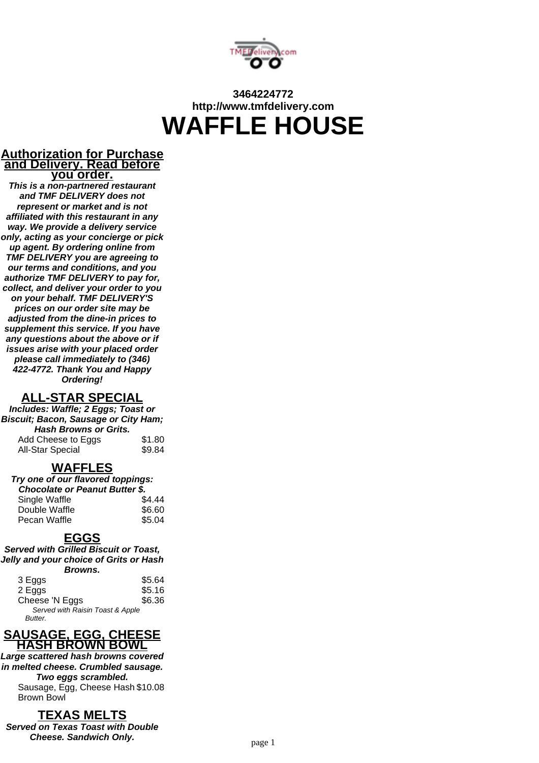**3464224772**
**http://www.tmfdelivery.com**

# WAFFLE HOUSE

## Authorization for Purchase and Delivery. Read before you order.

***This is a non-partnered restaurant and TMF DELIVERY does not represent or market and is not affiliated with this restaurant in any way. We provide a delivery service only, acting as your concierge or pick up agent. By ordering online from TMF DELIVERY you are agreeing to our terms and conditions, and you authorize TMF DELIVERY to pay for, collect, and deliver your order to you on your behalf. TMF DELIVERY'S prices on our order site may be adjusted from the dine-in prices to supplement this service. If you have any questions about the above or if issues arise with your placed order please call immediately to (346) 422-4772. Thank You and Happy Ordering!***

## ALL-STAR SPECIAL

***Includes: Waffle; 2 Eggs; Toast or Biscuit; Bacon, Sausage or City Ham; Hash Browns or Grits.***

| Item | Price |
| --- | --- |
| Add Cheese to Eggs | $1.80 |
| All-Star Special | $9.84 |

## WAFFLES

***Try one of our flavored toppings: Chocolate or Peanut Butter $.***

| Item | Price |
| --- | --- |
| Single Waffle | $4.44 |
| Double Waffle | $6.60 |
| Pecan Waffle | $5.04 |

## EGGS

***Served with Grilled Biscuit or Toast, Jelly and your choice of Grits or Hash Browns.***

| Item | Price |
| --- | --- |
| 3 Eggs | $5.64 |
| 2 Eggs | $5.16 |
| Cheese 'N Eggs | $6.36 |

*Served with Raisin Toast & Apple Butter.*

## SAUSAGE, EGG, CHEESE HASH BROWN BOWL

***Large scattered hash browns covered in melted cheese. Crumbled sausage. Two eggs scrambled.***

| Item | Price |
| --- | --- |
| Sausage, Egg, Cheese Hash Brown Bowl | $10.08 |

## TEXAS MELTS

***Served on Texas Toast with Double Cheese. Sandwich Only.***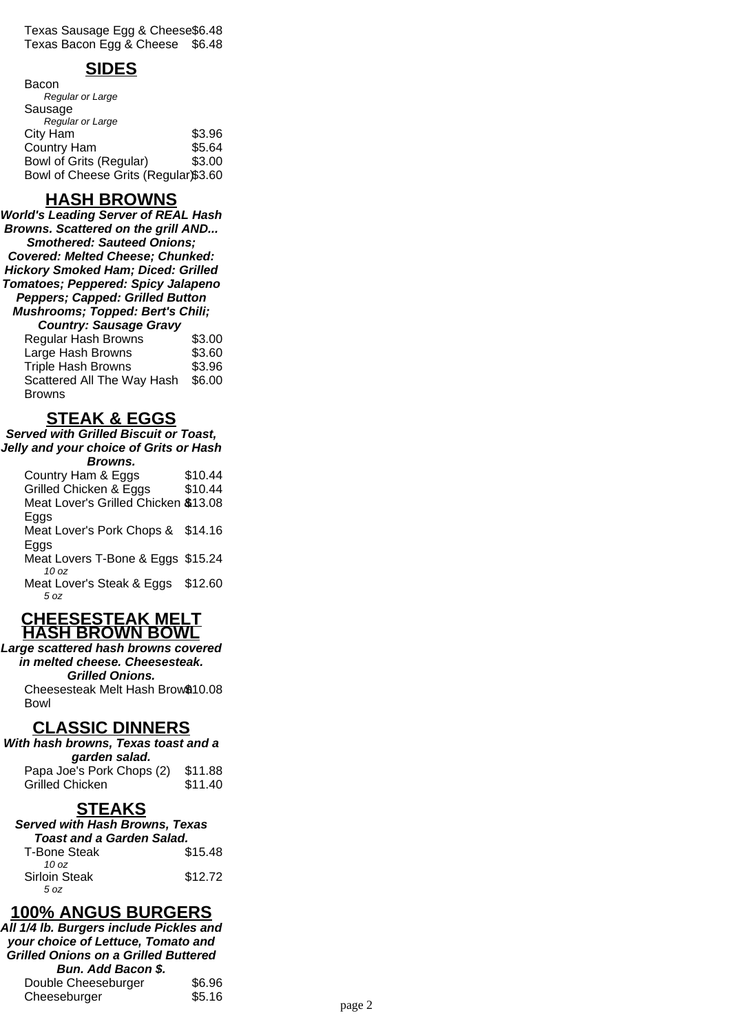| | |
|---|---|
| Texas Sausage Egg & Cheese | $6.48 |
| Texas Bacon Egg & Cheese | $6.48 |

## SIDES

| | |
|---|---|
| Bacon<br>*Regular or Large* | |
| Sausage<br>*Regular or Large* | |
| City Ham | $3.96 |
| Country Ham | $5.64 |
| Bowl of Grits (Regular) | $3.00 |
| Bowl of Cheese Grits (Regular) | $3.60 |

## HASH BROWNS

***World's Leading Server of REAL Hash Browns. Scattered on the grill AND... Smothered: Sauteed Onions; Covered: Melted Cheese; Chunked: Hickory Smoked Ham; Diced: Grilled Tomatoes; Peppered: Spicy Jalapeno Peppers; Capped: Grilled Button Mushrooms; Topped: Bert's Chili; Country: Sausage Gravy***

| | |
|---|---|
| Regular Hash Browns | $3.00 |
| Large Hash Browns | $3.60 |
| Triple Hash Browns | $3.96 |
| Scattered All The Way Hash Browns | $6.00 |

## STEAK & EGGS

***Served with Grilled Biscuit or Toast, Jelly and your choice of Grits or Hash Browns.***

| | |
|---|---|
| Country Ham & Eggs | $10.44 |
| Grilled Chicken & Eggs | $10.44 |
| Meat Lover's Grilled Chicken & Eggs | $13.08 |
| Meat Lover's Pork Chops & Eggs | $14.16 |
| Meat Lovers T-Bone & Eggs<br>*10 oz* | $15.24 |
| Meat Lover's Steak & Eggs<br>*5 oz* | $12.60 |

## CHEESESTEAK MELT HASH BROWN BOWL

***Large scattered hash browns covered in melted cheese. Cheesesteak. Grilled Onions.***

| | |
|---|---|
| Cheesesteak Melt Hash Brown Bowl | $10.08 |

## CLASSIC DINNERS

***With hash browns, Texas toast and a garden salad.***

| | |
|---|---|
| Papa Joe's Pork Chops (2) | $11.88 |
| Grilled Chicken | $11.40 |

## STEAKS

***Served with Hash Browns, Texas Toast and a Garden Salad.***

| | |
|---|---|
| T-Bone Steak<br>*10 oz* | $15.48 |
| Sirloin Steak<br>*5 oz* | $12.72 |

## 100% ANGUS BURGERS

***All 1/4 lb. Burgers include Pickles and your choice of Lettuce, Tomato and Grilled Onions on a Grilled Buttered Bun. Add Bacon $.***

| | |
|---|---|
| Double Cheeseburger | $6.96 |
| Cheeseburger | $5.16 |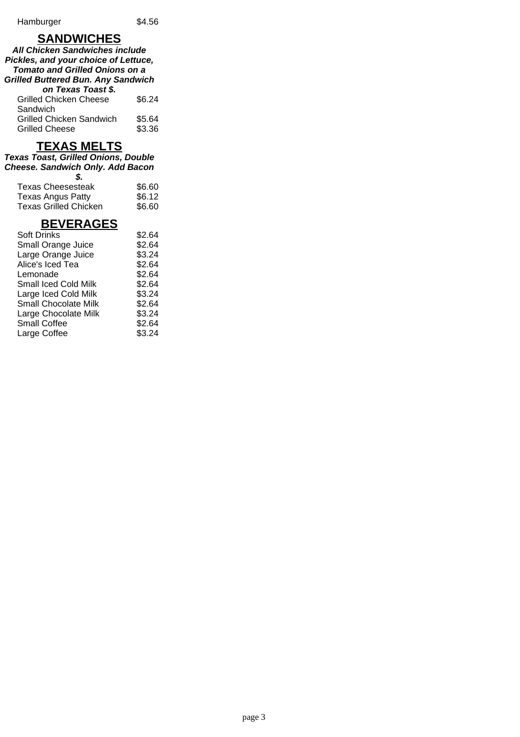| | |
|---|---|
| Hamburger | $4.56 |

## SANDWICHES

***All Chicken Sandwiches include Pickles, and your choice of Lettuce, Tomato and Grilled Onions on a Grilled Buttered Bun. Any Sandwich on Texas Toast $.***

| | |
|---|---|
| Grilled Chicken Cheese Sandwich | $6.24 |
| Grilled Chicken Sandwich | $5.64 |
| Grilled Cheese | $3.36 |

## TEXAS MELTS

***Texas Toast, Grilled Onions, Double Cheese. Sandwich Only. Add Bacon $.***

| | |
|---|---|
| Texas Cheesesteak | $6.60 |
| Texas Angus Patty | $6.12 |
| Texas Grilled Chicken | $6.60 |

## BEVERAGES

| | |
|---|---|
| Soft Drinks | $2.64 |
| Small Orange Juice | $2.64 |
| Large Orange Juice | $3.24 |
| Alice's Iced Tea | $2.64 |
| Lemonade | $2.64 |
| Small Iced Cold Milk | $2.64 |
| Large Iced Cold Milk | $3.24 |
| Small Chocolate Milk | $2.64 |
| Large Chocolate Milk | $3.24 |
| Small Coffee | $2.64 |
| Large Coffee | $3.24 |